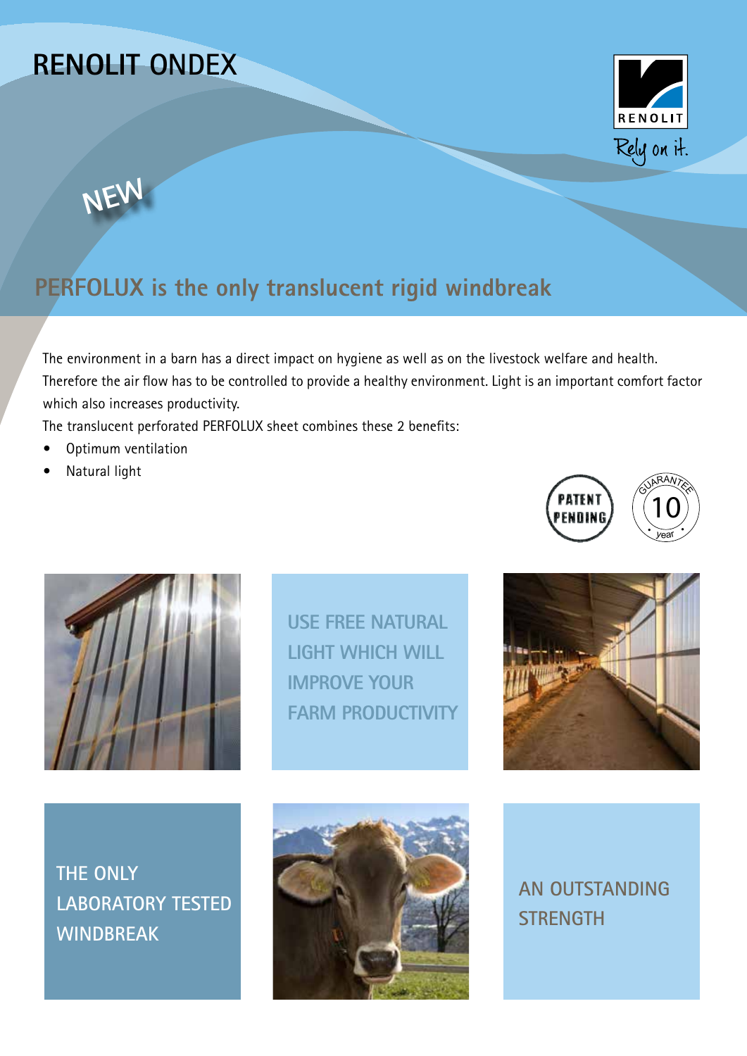# RENOLIT ONDEX

RENOLIT

Rely on it.

NEW

## PERFOLUX is the only translucent rigid windbreak

The environment in a barn has a direct impact on hygiene as well as on the livestock welfare and health. Therefore the air flow has to be controlled to provide a healthy environment. Light is an important comfort factor which also increases productivity.

The translucent perforated PERFOLUX sheet combines these 2 benefits:

- Optimum ventilation
- Natural light

PATENT PENDING

GUARANTEE 10 year

USE FREE NATURAL LIGHT WHICH WILL IMPROVE YOUR FARM PRODUCTIVITY

THE ONLY LABORATORY TESTED WINDBREAK

AN OUTSTANDING STRENGTH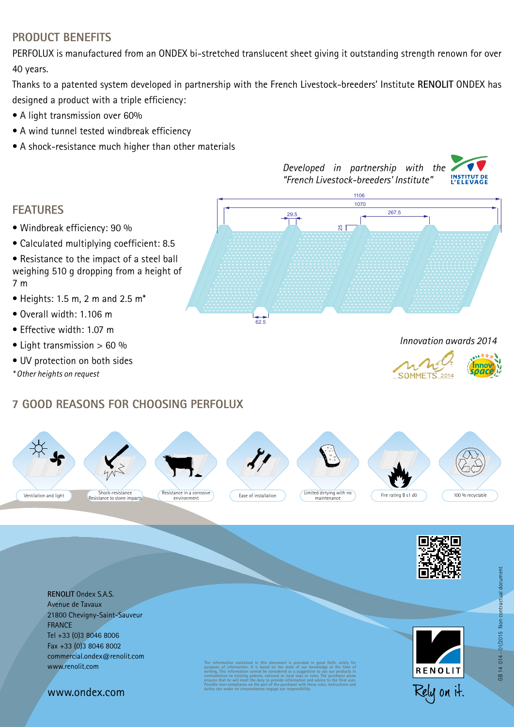## PRODUCT BENEFITS

PERFOLUX is manufactured from an ONDEX bi-stretched translucent sheet giving it outstanding strength renown for over 40 years.

Thanks to a patented system developed in partnership with the French Livestock-breeders' Institute **RENOLIT** ONDEX has designed a product with a triple efficiency:

- A light transmission over 60%
- A wind tunnel tested windbreak efficiency
- A shock-resistance much higher than other materials

*Developed in partnership with the "French Livestock-breeders' Institute"*

INSTITUT DE L'ELEVAGE

## FEATURES

- Windbreak efficiency: 90 %
- Calculated multiplying coefficient: 8.5
- Resistance to the impact of a steel ball weighing 510 g dropping from a height of 7 m
- Heights: 1.5 m, 2 m and 2.5 m*
- Overall width: 1.106 m
- Effective width: 1.07 m
- Light transmission > 60 %
- UV protection on both sides

*\*Other heights on request*

1106
1070
29.5
267.5
25
62.5

*Innovation awards 2014*

SOMMETS 2014

Innov space

## 7 GOOD REASONS FOR CHOOSING PERFOLUX

- Ventilation and light
- Shock-resistance Resistance to stone impacts
- Resistance in a corrosive environment
- Ease of installation
- Limited dirtying with no maintenance
- Fire rating B s1 d0
- 100 % recyclable

**RENOLIT** Ondex S.A.S.
Avenue de Tavaux
21800 Chevigny-Saint-Sauveur
FRANCE
Tel +33 (0)3 8046 8006
Fax +33 (0)3 8046 8002
commercial.ondex@renolit.com
www.renolit.com

www.ondex.com

The information contained in this document is provided in good faith, solely for purposes of information. It is based on the state of our knowledge at the time of writing. This information cannot be considered as a suggestion to use our products in contradiction to existing patents, national or local laws or rules. The purchaser alone ensures that he will meet the duty to provide information and advice to the final user. Possible non-compliance on the part of the purchaser with these rules, instructions and duties can under no circumstances engage our responsibility.

RENOLIT
Rely on it.

GB 14 014 - 01/2015 Non contractual document